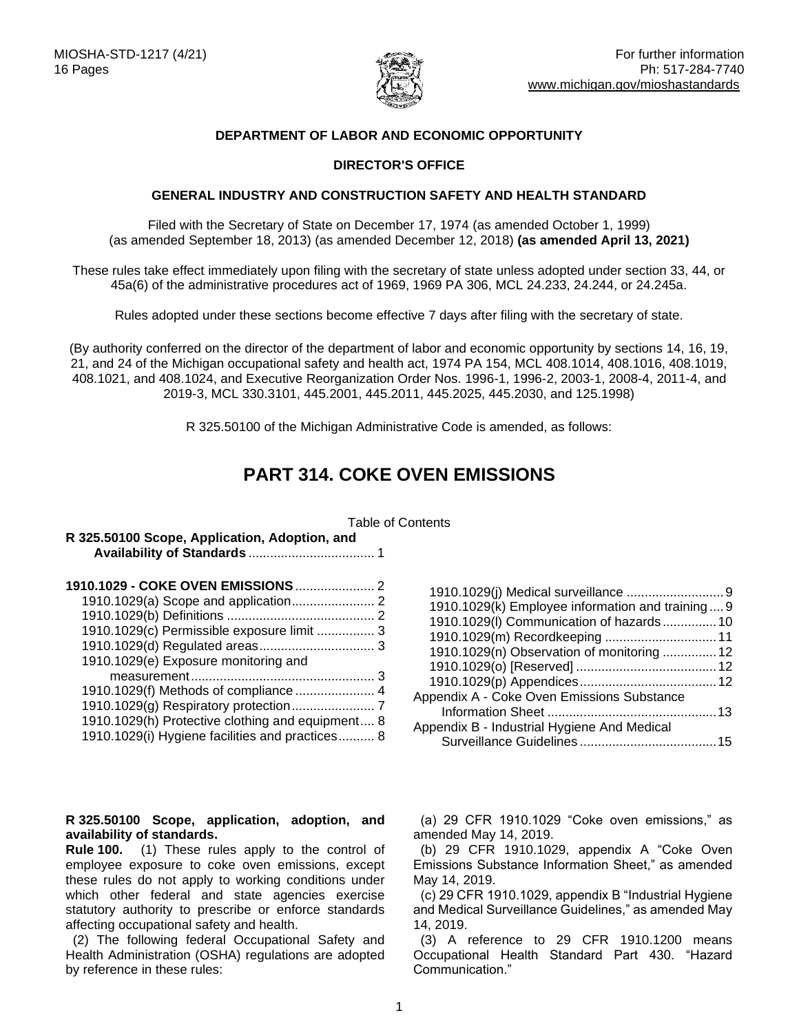MIOSHA-STD-1217 (4/21)
16 Pages

For further information
Ph: 517-284-7740
www.michigan.gov/mioshastandards

**DEPARTMENT OF LABOR AND ECONOMIC OPPORTUNITY**

**DIRECTOR'S OFFICE**

**GENERAL INDUSTRY AND CONSTRUCTION SAFETY AND HEALTH STANDARD**

Filed with the Secretary of State on December 17, 1974 (as amended October 1, 1999) (as amended September 18, 2013) (as amended December 12, 2018) **(as amended April 13, 2021)**

These rules take effect immediately upon filing with the secretary of state unless adopted under section 33, 44, or 45a(6) of the administrative procedures act of 1969, 1969 PA 306, MCL 24.233, 24.244, or 24.245a.

Rules adopted under these sections become effective 7 days after filing with the secretary of state.

(By authority conferred on the director of the department of labor and economic opportunity by sections 14, 16, 19, 21, and 24 of the Michigan occupational safety and health act, 1974 PA 154, MCL 408.1014, 408.1016, 408.1019, 408.1021, and 408.1024, and Executive Reorganization Order Nos. 1996-1, 1996-2, 2003-1, 2008-4, 2011-4, and 2019-3, MCL 330.3101, 445.2001, 445.2011, 445.2025, 445.2030, and 125.1998)

R 325.50100 of the Michigan Administrative Code is amended, as follows:

# PART 314. COKE OVEN EMISSIONS

Table of Contents

**R 325.50100 Scope, Application, Adoption, and Availability of Standards** .... 1

**1910.1029 - COKE OVEN EMISSIONS** .... 2
- 1910.1029(a) Scope and application .... 2
- 1910.1029(b) Definitions .... 2
- 1910.1029(c) Permissible exposure limit .... 3
- 1910.1029(d) Regulated areas .... 3
- 1910.1029(e) Exposure monitoring and measurement .... 3
- 1910.1029(f) Methods of compliance .... 4
- 1910.1029(g) Respiratory protection .... 7
- 1910.1029(h) Protective clothing and equipment .... 8
- 1910.1029(i) Hygiene facilities and practices .... 8
- 1910.1029(j) Medical surveillance .... 9
- 1910.1029(k) Employee information and training .... 9
- 1910.1029(l) Communication of hazards .... 10
- 1910.1029(m) Recordkeeping .... 11
- 1910.1029(n) Observation of monitoring .... 12
- 1910.1029(o) [Reserved] .... 12
- 1910.1029(p) Appendices .... 12

Appendix A - Coke Oven Emissions Substance Information Sheet .... 13
Appendix B - Industrial Hygiene And Medical Surveillance Guidelines .... 15

**R 325.50100 Scope, application, adoption, and availability of standards.**

**Rule 100.** (1) These rules apply to the control of employee exposure to coke oven emissions, except these rules do not apply to working conditions under which other federal and state agencies exercise statutory authority to prescribe or enforce standards affecting occupational safety and health.

(2) The following federal Occupational Safety and Health Administration (OSHA) regulations are adopted by reference in these rules:

(a) 29 CFR 1910.1029 "Coke oven emissions," as amended May 14, 2019.

(b) 29 CFR 1910.1029, appendix A "Coke Oven Emissions Substance Information Sheet," as amended May 14, 2019.

(c) 29 CFR 1910.1029, appendix B "Industrial Hygiene and Medical Surveillance Guidelines," as amended May 14, 2019.

(3) A reference to 29 CFR 1910.1200 means Occupational Health Standard Part 430. "Hazard Communication."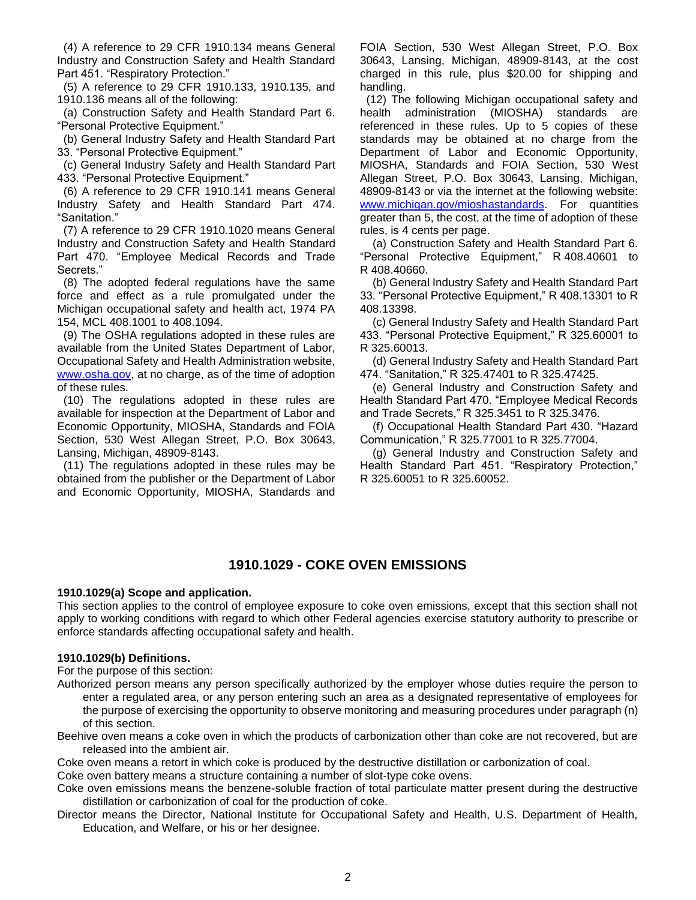(4) A reference to 29 CFR 1910.134 means General Industry and Construction Safety and Health Standard Part 451. "Respiratory Protection."

(5) A reference to 29 CFR 1910.133, 1910.135, and 1910.136 means all of the following:

(a) Construction Safety and Health Standard Part 6. "Personal Protective Equipment."

(b) General Industry Safety and Health Standard Part 33. "Personal Protective Equipment."

(c) General Industry Safety and Health Standard Part 433. "Personal Protective Equipment."

(6) A reference to 29 CFR 1910.141 means General Industry Safety and Health Standard Part 474. "Sanitation."

(7) A reference to 29 CFR 1910.1020 means General Industry and Construction Safety and Health Standard Part 470. "Employee Medical Records and Trade Secrets."

(8) The adopted federal regulations have the same force and effect as a rule promulgated under the Michigan occupational safety and health act, 1974 PA 154, MCL 408.1001 to 408.1094.

(9) The OSHA regulations adopted in these rules are available from the United States Department of Labor, Occupational Safety and Health Administration website, www.osha.gov, at no charge, as of the time of adoption of these rules.

(10) The regulations adopted in these rules are available for inspection at the Department of Labor and Economic Opportunity, MIOSHA, Standards and FOIA Section, 530 West Allegan Street, P.O. Box 30643, Lansing, Michigan, 48909-8143.

(11) The regulations adopted in these rules may be obtained from the publisher or the Department of Labor and Economic Opportunity, MIOSHA, Standards and FOIA Section, 530 West Allegan Street, P.O. Box 30643, Lansing, Michigan, 48909-8143, at the cost charged in this rule, plus $20.00 for shipping and handling.

(12) The following Michigan occupational safety and health administration (MIOSHA) standards are referenced in these rules. Up to 5 copies of these standards may be obtained at no charge from the Department of Labor and Economic Opportunity, MIOSHA, Standards and FOIA Section, 530 West Allegan Street, P.O. Box 30643, Lansing, Michigan, 48909-8143 or via the internet at the following website: www.michigan.gov/mioshastandards. For quantities greater than 5, the cost, at the time of adoption of these rules, is 4 cents per page.

(a) Construction Safety and Health Standard Part 6. "Personal Protective Equipment," R 408.40601 to R 408.40660.

(b) General Industry Safety and Health Standard Part 33. "Personal Protective Equipment," R 408.13301 to R 408.13398.

(c) General Industry Safety and Health Standard Part 433. "Personal Protective Equipment," R 325.60001 to R 325.60013.

(d) General Industry Safety and Health Standard Part 474. "Sanitation," R 325.47401 to R 325.47425.

(e) General Industry and Construction Safety and Health Standard Part 470. "Employee Medical Records and Trade Secrets," R 325.3451 to R 325.3476.

(f) Occupational Health Standard Part 430. "Hazard Communication," R 325.77001 to R 325.77004.

(g) General Industry and Construction Safety and Health Standard Part 451. "Respiratory Protection," R 325.60051 to R 325.60052.

## 1910.1029 - COKE OVEN EMISSIONS

**1910.1029(a) Scope and application.**

This section applies to the control of employee exposure to coke oven emissions, except that this section shall not apply to working conditions with regard to which other Federal agencies exercise statutory authority to prescribe or enforce standards affecting occupational safety and health.

**1910.1029(b) Definitions.**

For the purpose of this section:

Authorized person means any person specifically authorized by the employer whose duties require the person to enter a regulated area, or any person entering such an area as a designated representative of employees for the purpose of exercising the opportunity to observe monitoring and measuring procedures under paragraph (n) of this section.

Beehive oven means a coke oven in which the products of carbonization other than coke are not recovered, but are released into the ambient air.

Coke oven means a retort in which coke is produced by the destructive distillation or carbonization of coal.

Coke oven battery means a structure containing a number of slot-type coke ovens.

Coke oven emissions means the benzene-soluble fraction of total particulate matter present during the destructive distillation or carbonization of coal for the production of coke.

Director means the Director, National Institute for Occupational Safety and Health, U.S. Department of Health, Education, and Welfare, or his or her designee.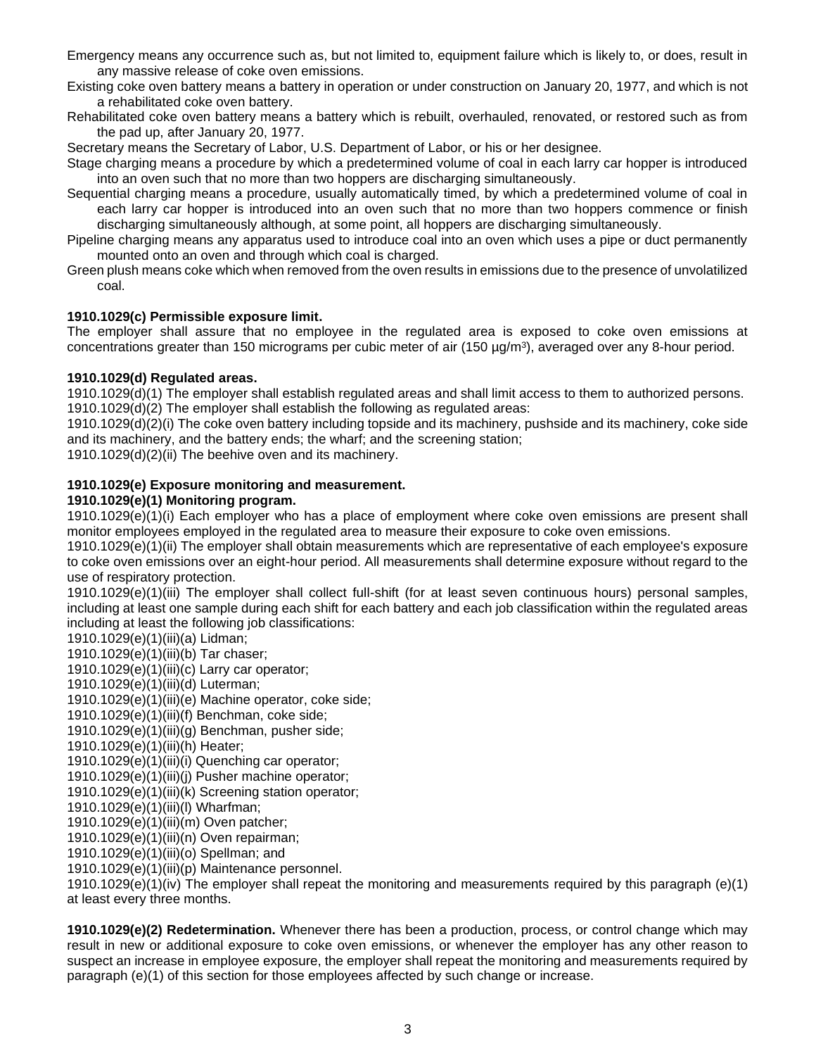Emergency means any occurrence such as, but not limited to, equipment failure which is likely to, or does, result in any massive release of coke oven emissions.

Existing coke oven battery means a battery in operation or under construction on January 20, 1977, and which is not a rehabilitated coke oven battery.

Rehabilitated coke oven battery means a battery which is rebuilt, overhauled, renovated, or restored such as from the pad up, after January 20, 1977.

Secretary means the Secretary of Labor, U.S. Department of Labor, or his or her designee.

Stage charging means a procedure by which a predetermined volume of coal in each larry car hopper is introduced into an oven such that no more than two hoppers are discharging simultaneously.

Sequential charging means a procedure, usually automatically timed, by which a predetermined volume of coal in each larry car hopper is introduced into an oven such that no more than two hoppers commence or finish discharging simultaneously although, at some point, all hoppers are discharging simultaneously.

Pipeline charging means any apparatus used to introduce coal into an oven which uses a pipe or duct permanently mounted onto an oven and through which coal is charged.

Green plush means coke which when removed from the oven results in emissions due to the presence of unvolatilized coal.

**1910.1029(c) Permissible exposure limit.**

The employer shall assure that no employee in the regulated area is exposed to coke oven emissions at concentrations greater than 150 micrograms per cubic meter of air (150 µg/m$^3$), averaged over any 8-hour period.

**1910.1029(d) Regulated areas.**

1910.1029(d)(1) The employer shall establish regulated areas and shall limit access to them to authorized persons.

1910.1029(d)(2) The employer shall establish the following as regulated areas:

1910.1029(d)(2)(i) The coke oven battery including topside and its machinery, pushside and its machinery, coke side and its machinery, and the battery ends; the wharf; and the screening station;

1910.1029(d)(2)(ii) The beehive oven and its machinery.

**1910.1029(e) Exposure monitoring and measurement.**

**1910.1029(e)(1) Monitoring program.**

1910.1029(e)(1)(i) Each employer who has a place of employment where coke oven emissions are present shall monitor employees employed in the regulated area to measure their exposure to coke oven emissions.

1910.1029(e)(1)(ii) The employer shall obtain measurements which are representative of each employee's exposure to coke oven emissions over an eight-hour period. All measurements shall determine exposure without regard to the use of respiratory protection.

1910.1029(e)(1)(iii) The employer shall collect full-shift (for at least seven continuous hours) personal samples, including at least one sample during each shift for each battery and each job classification within the regulated areas including at least the following job classifications:

1910.1029(e)(1)(iii)(a) Lidman;

1910.1029(e)(1)(iii)(b) Tar chaser;

1910.1029(e)(1)(iii)(c) Larry car operator;

1910.1029(e)(1)(iii)(d) Luterman;

1910.1029(e)(1)(iii)(e) Machine operator, coke side;

1910.1029(e)(1)(iii)(f) Benchman, coke side;

1910.1029(e)(1)(iii)(g) Benchman, pusher side;

1910.1029(e)(1)(iii)(h) Heater;

1910.1029(e)(1)(iii)(i) Quenching car operator;

1910.1029(e)(1)(iii)(j) Pusher machine operator;

1910.1029(e)(1)(iii)(k) Screening station operator;

1910.1029(e)(1)(iii)(l) Wharfman;

1910.1029(e)(1)(iii)(m) Oven patcher;

1910.1029(e)(1)(iii)(n) Oven repairman;

1910.1029(e)(1)(iii)(o) Spellman; and

1910.1029(e)(1)(iii)(p) Maintenance personnel.

1910.1029(e)(1)(iv) The employer shall repeat the monitoring and measurements required by this paragraph (e)(1) at least every three months.

**1910.1029(e)(2) Redetermination.** Whenever there has been a production, process, or control change which may result in new or additional exposure to coke oven emissions, or whenever the employer has any other reason to suspect an increase in employee exposure, the employer shall repeat the monitoring and measurements required by paragraph (e)(1) of this section for those employees affected by such change or increase.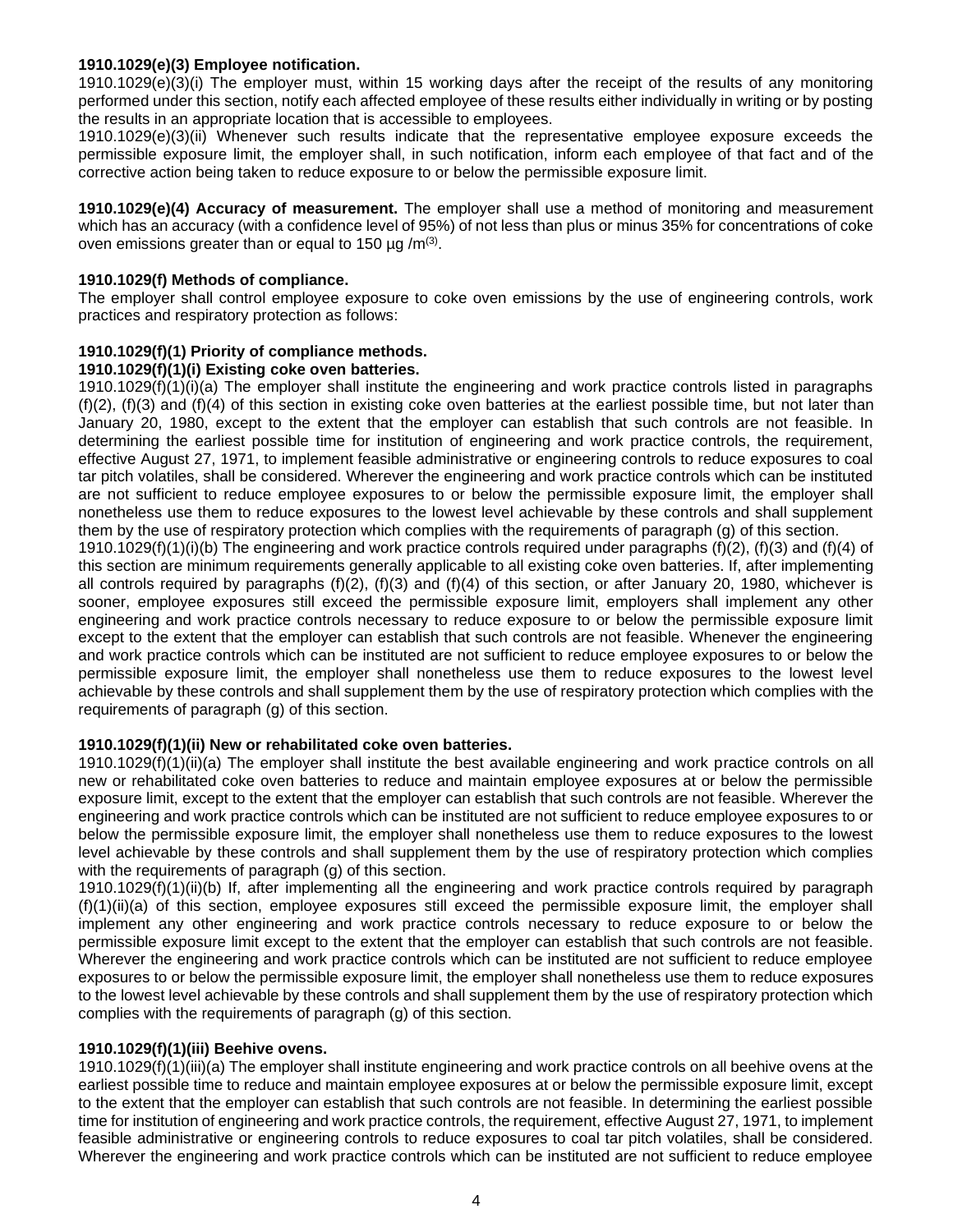**1910.1029(e)(3) Employee notification.**

1910.1029(e)(3)(i) The employer must, within 15 working days after the receipt of the results of any monitoring performed under this section, notify each affected employee of these results either individually in writing or by posting the results in an appropriate location that is accessible to employees.

1910.1029(e)(3)(ii) Whenever such results indicate that the representative employee exposure exceeds the permissible exposure limit, the employer shall, in such notification, inform each employee of that fact and of the corrective action being taken to reduce exposure to or below the permissible exposure limit.

**1910.1029(e)(4) Accuracy of measurement.** The employer shall use a method of monitoring and measurement which has an accuracy (with a confidence level of 95%) of not less than plus or minus 35% for concentrations of coke oven emissions greater than or equal to 150 µg /m$^{(3)}$.

**1910.1029(f) Methods of compliance.**

The employer shall control employee exposure to coke oven emissions by the use of engineering controls, work practices and respiratory protection as follows:

**1910.1029(f)(1) Priority of compliance methods.**

**1910.1029(f)(1)(i) Existing coke oven batteries.**

1910.1029(f)(1)(i)(a) The employer shall institute the engineering and work practice controls listed in paragraphs (f)(2), (f)(3) and (f)(4) of this section in existing coke oven batteries at the earliest possible time, but not later than January 20, 1980, except to the extent that the employer can establish that such controls are not feasible. In determining the earliest possible time for institution of engineering and work practice controls, the requirement, effective August 27, 1971, to implement feasible administrative or engineering controls to reduce exposures to coal tar pitch volatiles, shall be considered. Wherever the engineering and work practice controls which can be instituted are not sufficient to reduce employee exposures to or below the permissible exposure limit, the employer shall nonetheless use them to reduce exposures to the lowest level achievable by these controls and shall supplement them by the use of respiratory protection which complies with the requirements of paragraph (g) of this section.

1910.1029(f)(1)(i)(b) The engineering and work practice controls required under paragraphs (f)(2), (f)(3) and (f)(4) of this section are minimum requirements generally applicable to all existing coke oven batteries. If, after implementing all controls required by paragraphs (f)(2), (f)(3) and (f)(4) of this section, or after January 20, 1980, whichever is sooner, employee exposures still exceed the permissible exposure limit, employers shall implement any other engineering and work practice controls necessary to reduce exposure to or below the permissible exposure limit except to the extent that the employer can establish that such controls are not feasible. Whenever the engineering and work practice controls which can be instituted are not sufficient to reduce employee exposures to or below the permissible exposure limit, the employer shall nonetheless use them to reduce exposures to the lowest level achievable by these controls and shall supplement them by the use of respiratory protection which complies with the requirements of paragraph (g) of this section.

**1910.1029(f)(1)(ii) New or rehabilitated coke oven batteries.**

1910.1029(f)(1)(ii)(a) The employer shall institute the best available engineering and work practice controls on all new or rehabilitated coke oven batteries to reduce and maintain employee exposures at or below the permissible exposure limit, except to the extent that the employer can establish that such controls are not feasible. Wherever the engineering and work practice controls which can be instituted are not sufficient to reduce employee exposures to or below the permissible exposure limit, the employer shall nonetheless use them to reduce exposures to the lowest level achievable by these controls and shall supplement them by the use of respiratory protection which complies with the requirements of paragraph (g) of this section.

1910.1029(f)(1)(ii)(b) If, after implementing all the engineering and work practice controls required by paragraph (f)(1)(ii)(a) of this section, employee exposures still exceed the permissible exposure limit, the employer shall implement any other engineering and work practice controls necessary to reduce exposure to or below the permissible exposure limit except to the extent that the employer can establish that such controls are not feasible. Wherever the engineering and work practice controls which can be instituted are not sufficient to reduce employee exposures to or below the permissible exposure limit, the employer shall nonetheless use them to reduce exposures to the lowest level achievable by these controls and shall supplement them by the use of respiratory protection which complies with the requirements of paragraph (g) of this section.

**1910.1029(f)(1)(iii) Beehive ovens.**

1910.1029(f)(1)(iii)(a) The employer shall institute engineering and work practice controls on all beehive ovens at the earliest possible time to reduce and maintain employee exposures at or below the permissible exposure limit, except to the extent that the employer can establish that such controls are not feasible. In determining the earliest possible time for institution of engineering and work practice controls, the requirement, effective August 27, 1971, to implement feasible administrative or engineering controls to reduce exposures to coal tar pitch volatiles, shall be considered. Wherever the engineering and work practice controls which can be instituted are not sufficient to reduce employee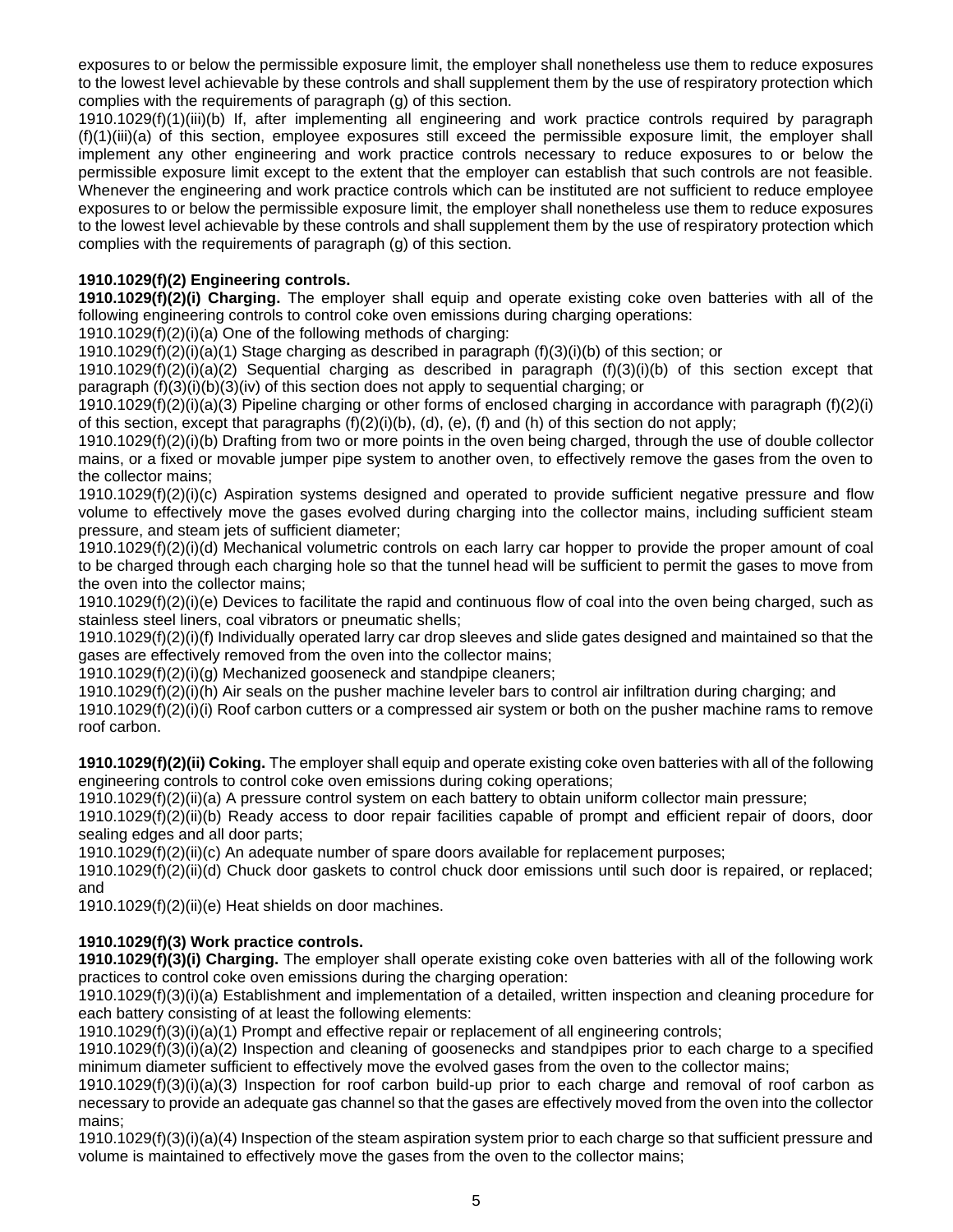exposures to or below the permissible exposure limit, the employer shall nonetheless use them to reduce exposures to the lowest level achievable by these controls and shall supplement them by the use of respiratory protection which complies with the requirements of paragraph (g) of this section.

1910.1029(f)(1)(iii)(b) If, after implementing all engineering and work practice controls required by paragraph (f)(1)(iii)(a) of this section, employee exposures still exceed the permissible exposure limit, the employer shall implement any other engineering and work practice controls necessary to reduce exposures to or below the permissible exposure limit except to the extent that the employer can establish that such controls are not feasible. Whenever the engineering and work practice controls which can be instituted are not sufficient to reduce employee exposures to or below the permissible exposure limit, the employer shall nonetheless use them to reduce exposures to the lowest level achievable by these controls and shall supplement them by the use of respiratory protection which complies with the requirements of paragraph (g) of this section.

**1910.1029(f)(2) Engineering controls.**

**1910.1029(f)(2)(i) Charging.** The employer shall equip and operate existing coke oven batteries with all of the following engineering controls to control coke oven emissions during charging operations:

1910.1029(f)(2)(i)(a) One of the following methods of charging:

1910.1029(f)(2)(i)(a)(1) Stage charging as described in paragraph (f)(3)(i)(b) of this section; or

1910.1029(f)(2)(i)(a)(2) Sequential charging as described in paragraph (f)(3)(i)(b) of this section except that paragraph (f)(3)(i)(b)(3)(iv) of this section does not apply to sequential charging; or

1910.1029(f)(2)(i)(a)(3) Pipeline charging or other forms of enclosed charging in accordance with paragraph (f)(2)(i) of this section, except that paragraphs (f)(2)(i)(b), (d), (e), (f) and (h) of this section do not apply;

1910.1029(f)(2)(i)(b) Drafting from two or more points in the oven being charged, through the use of double collector mains, or a fixed or movable jumper pipe system to another oven, to effectively remove the gases from the oven to the collector mains;

1910.1029(f)(2)(i)(c) Aspiration systems designed and operated to provide sufficient negative pressure and flow volume to effectively move the gases evolved during charging into the collector mains, including sufficient steam pressure, and steam jets of sufficient diameter;

1910.1029(f)(2)(i)(d) Mechanical volumetric controls on each larry car hopper to provide the proper amount of coal to be charged through each charging hole so that the tunnel head will be sufficient to permit the gases to move from the oven into the collector mains;

1910.1029(f)(2)(i)(e) Devices to facilitate the rapid and continuous flow of coal into the oven being charged, such as stainless steel liners, coal vibrators or pneumatic shells;

1910.1029(f)(2)(i)(f) Individually operated larry car drop sleeves and slide gates designed and maintained so that the gases are effectively removed from the oven into the collector mains;

1910.1029(f)(2)(i)(g) Mechanized gooseneck and standpipe cleaners;

1910.1029(f)(2)(i)(h) Air seals on the pusher machine leveler bars to control air infiltration during charging; and

1910.1029(f)(2)(i)(i) Roof carbon cutters or a compressed air system or both on the pusher machine rams to remove roof carbon.

**1910.1029(f)(2)(ii) Coking.** The employer shall equip and operate existing coke oven batteries with all of the following engineering controls to control coke oven emissions during coking operations;

1910.1029(f)(2)(ii)(a) A pressure control system on each battery to obtain uniform collector main pressure;

1910.1029(f)(2)(ii)(b) Ready access to door repair facilities capable of prompt and efficient repair of doors, door sealing edges and all door parts;

1910.1029(f)(2)(ii)(c) An adequate number of spare doors available for replacement purposes;

1910.1029(f)(2)(ii)(d) Chuck door gaskets to control chuck door emissions until such door is repaired, or replaced; and

1910.1029(f)(2)(ii)(e) Heat shields on door machines.

**1910.1029(f)(3) Work practice controls.**

**1910.1029(f)(3)(i) Charging.** The employer shall operate existing coke oven batteries with all of the following work practices to control coke oven emissions during the charging operation:

1910.1029(f)(3)(i)(a) Establishment and implementation of a detailed, written inspection and cleaning procedure for each battery consisting of at least the following elements:

1910.1029(f)(3)(i)(a)(1) Prompt and effective repair or replacement of all engineering controls;

1910.1029(f)(3)(i)(a)(2) Inspection and cleaning of goosenecks and standpipes prior to each charge to a specified minimum diameter sufficient to effectively move the evolved gases from the oven to the collector mains;

1910.1029(f)(3)(i)(a)(3) Inspection for roof carbon build-up prior to each charge and removal of roof carbon as necessary to provide an adequate gas channel so that the gases are effectively moved from the oven into the collector mains;

1910.1029(f)(3)(i)(a)(4) Inspection of the steam aspiration system prior to each charge so that sufficient pressure and volume is maintained to effectively move the gases from the oven to the collector mains;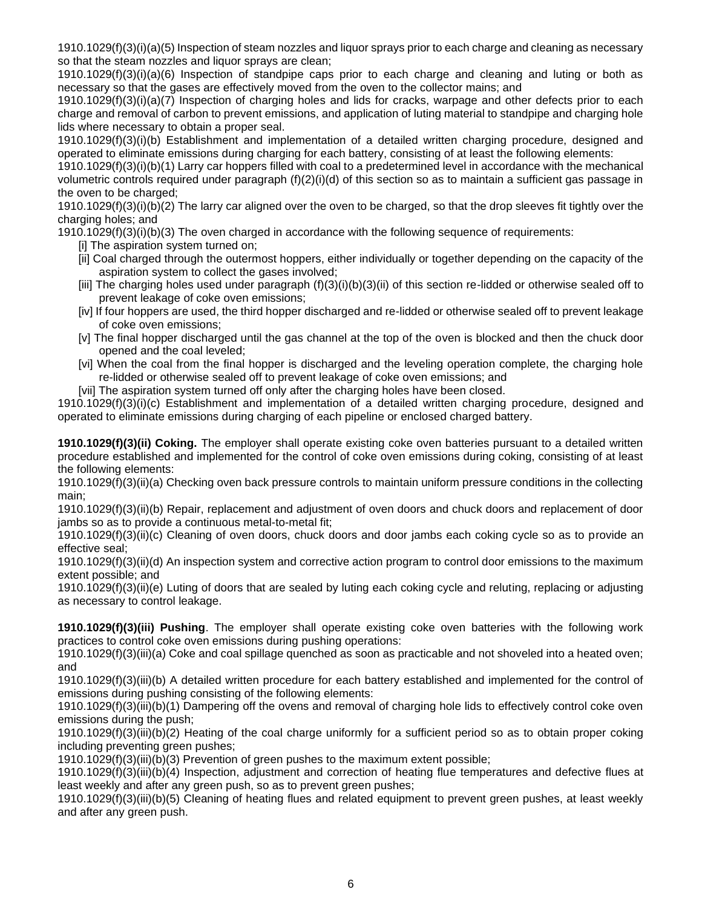1910.1029(f)(3)(i)(a)(5) Inspection of steam nozzles and liquor sprays prior to each charge and cleaning as necessary so that the steam nozzles and liquor sprays are clean;

1910.1029(f)(3)(i)(a)(6) Inspection of standpipe caps prior to each charge and cleaning and luting or both as necessary so that the gases are effectively moved from the oven to the collector mains; and

1910.1029(f)(3)(i)(a)(7) Inspection of charging holes and lids for cracks, warpage and other defects prior to each charge and removal of carbon to prevent emissions, and application of luting material to standpipe and charging hole lids where necessary to obtain a proper seal.

1910.1029(f)(3)(i)(b) Establishment and implementation of a detailed written charging procedure, designed and operated to eliminate emissions during charging for each battery, consisting of at least the following elements:

1910.1029(f)(3)(i)(b)(1) Larry car hoppers filled with coal to a predetermined level in accordance with the mechanical volumetric controls required under paragraph (f)(2)(i)(d) of this section so as to maintain a sufficient gas passage in the oven to be charged;

1910.1029(f)(3)(i)(b)(2) The larry car aligned over the oven to be charged, so that the drop sleeves fit tightly over the charging holes; and

1910.1029(f)(3)(i)(b)(3) The oven charged in accordance with the following sequence of requirements:

- [i] The aspiration system turned on;
- [ii] Coal charged through the outermost hoppers, either individually or together depending on the capacity of the aspiration system to collect the gases involved;
- [iii] The charging holes used under paragraph (f)(3)(i)(b)(3)(ii) of this section re-lidded or otherwise sealed off to prevent leakage of coke oven emissions;
- [iv] If four hoppers are used, the third hopper discharged and re-lidded or otherwise sealed off to prevent leakage of coke oven emissions;
- [v] The final hopper discharged until the gas channel at the top of the oven is blocked and then the chuck door opened and the coal leveled;
- [vi] When the coal from the final hopper is discharged and the leveling operation complete, the charging hole re-lidded or otherwise sealed off to prevent leakage of coke oven emissions; and
- [vii] The aspiration system turned off only after the charging holes have been closed.

1910.1029(f)(3)(i)(c) Establishment and implementation of a detailed written charging procedure, designed and operated to eliminate emissions during charging of each pipeline or enclosed charged battery.

**1910.1029(f)(3)(ii) Coking.** The employer shall operate existing coke oven batteries pursuant to a detailed written procedure established and implemented for the control of coke oven emissions during coking, consisting of at least the following elements:

1910.1029(f)(3)(ii)(a) Checking oven back pressure controls to maintain uniform pressure conditions in the collecting main;

1910.1029(f)(3)(ii)(b) Repair, replacement and adjustment of oven doors and chuck doors and replacement of door jambs so as to provide a continuous metal-to-metal fit;

1910.1029(f)(3)(ii)(c) Cleaning of oven doors, chuck doors and door jambs each coking cycle so as to provide an effective seal;

1910.1029(f)(3)(ii)(d) An inspection system and corrective action program to control door emissions to the maximum extent possible; and

1910.1029(f)(3)(ii)(e) Luting of doors that are sealed by luting each coking cycle and reluting, replacing or adjusting as necessary to control leakage.

**1910.1029(f)(3)(iii) Pushing**. The employer shall operate existing coke oven batteries with the following work practices to control coke oven emissions during pushing operations:

1910.1029(f)(3)(iii)(a) Coke and coal spillage quenched as soon as practicable and not shoveled into a heated oven; and

1910.1029(f)(3)(iii)(b) A detailed written procedure for each battery established and implemented for the control of emissions during pushing consisting of the following elements:

1910.1029(f)(3)(iii)(b)(1) Dampering off the ovens and removal of charging hole lids to effectively control coke oven emissions during the push;

1910.1029(f)(3)(iii)(b)(2) Heating of the coal charge uniformly for a sufficient period so as to obtain proper coking including preventing green pushes;

1910.1029(f)(3)(iii)(b)(3) Prevention of green pushes to the maximum extent possible;

1910.1029(f)(3)(iii)(b)(4) Inspection, adjustment and correction of heating flue temperatures and defective flues at least weekly and after any green push, so as to prevent green pushes;

1910.1029(f)(3)(iii)(b)(5) Cleaning of heating flues and related equipment to prevent green pushes, at least weekly and after any green push.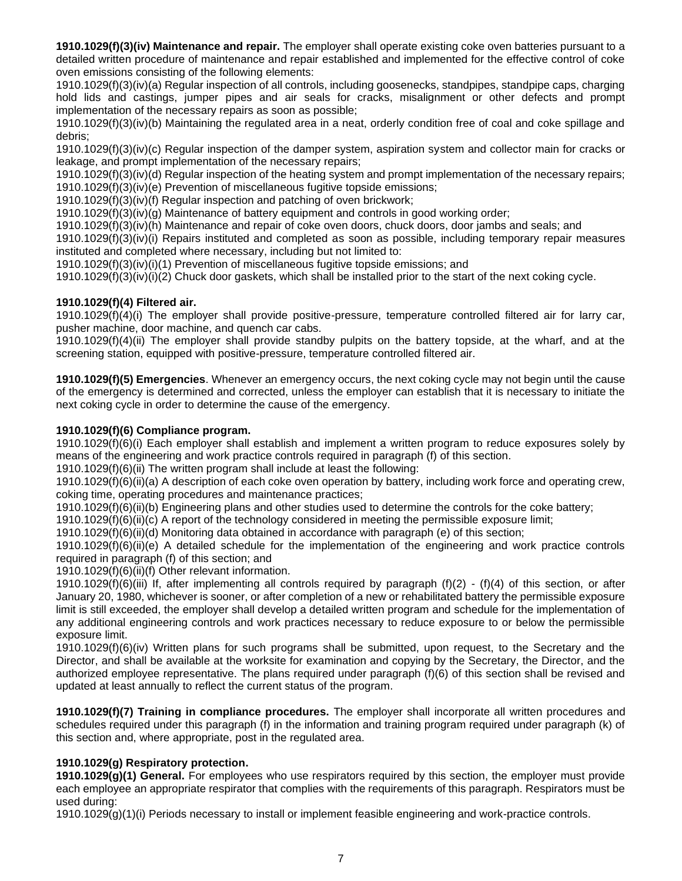**1910.1029(f)(3)(iv) Maintenance and repair.** The employer shall operate existing coke oven batteries pursuant to a detailed written procedure of maintenance and repair established and implemented for the effective control of coke oven emissions consisting of the following elements:

1910.1029(f)(3)(iv)(a) Regular inspection of all controls, including goosenecks, standpipes, standpipe caps, charging hold lids and castings, jumper pipes and air seals for cracks, misalignment or other defects and prompt implementation of the necessary repairs as soon as possible;

1910.1029(f)(3)(iv)(b) Maintaining the regulated area in a neat, orderly condition free of coal and coke spillage and debris;

1910.1029(f)(3)(iv)(c) Regular inspection of the damper system, aspiration system and collector main for cracks or leakage, and prompt implementation of the necessary repairs;

1910.1029(f)(3)(iv)(d) Regular inspection of the heating system and prompt implementation of the necessary repairs;

1910.1029(f)(3)(iv)(e) Prevention of miscellaneous fugitive topside emissions;

1910.1029(f)(3)(iv)(f) Regular inspection and patching of oven brickwork;

1910.1029(f)(3)(iv)(g) Maintenance of battery equipment and controls in good working order;

1910.1029(f)(3)(iv)(h) Maintenance and repair of coke oven doors, chuck doors, door jambs and seals; and

1910.1029(f)(3)(iv)(i) Repairs instituted and completed as soon as possible, including temporary repair measures instituted and completed where necessary, including but not limited to:

1910.1029(f)(3)(iv)(i)(1) Prevention of miscellaneous fugitive topside emissions; and

1910.1029(f)(3)(iv)(i)(2) Chuck door gaskets, which shall be installed prior to the start of the next coking cycle.

**1910.1029(f)(4) Filtered air.**

1910.1029(f)(4)(i) The employer shall provide positive-pressure, temperature controlled filtered air for larry car, pusher machine, door machine, and quench car cabs.

1910.1029(f)(4)(ii) The employer shall provide standby pulpits on the battery topside, at the wharf, and at the screening station, equipped with positive-pressure, temperature controlled filtered air.

**1910.1029(f)(5) Emergencies**. Whenever an emergency occurs, the next coking cycle may not begin until the cause of the emergency is determined and corrected, unless the employer can establish that it is necessary to initiate the next coking cycle in order to determine the cause of the emergency.

**1910.1029(f)(6) Compliance program.**

1910.1029(f)(6)(i) Each employer shall establish and implement a written program to reduce exposures solely by means of the engineering and work practice controls required in paragraph (f) of this section.

1910.1029(f)(6)(ii) The written program shall include at least the following:

1910.1029(f)(6)(ii)(a) A description of each coke oven operation by battery, including work force and operating crew, coking time, operating procedures and maintenance practices;

1910.1029(f)(6)(ii)(b) Engineering plans and other studies used to determine the controls for the coke battery;

1910.1029(f)(6)(ii)(c) A report of the technology considered in meeting the permissible exposure limit;

1910.1029(f)(6)(ii)(d) Monitoring data obtained in accordance with paragraph (e) of this section;

1910.1029(f)(6)(ii)(e) A detailed schedule for the implementation of the engineering and work practice controls required in paragraph (f) of this section; and

1910.1029(f)(6)(ii)(f) Other relevant information.

1910.1029(f)(6)(iii) If, after implementing all controls required by paragraph (f)(2) - (f)(4) of this section, or after January 20, 1980, whichever is sooner, or after completion of a new or rehabilitated battery the permissible exposure limit is still exceeded, the employer shall develop a detailed written program and schedule for the implementation of any additional engineering controls and work practices necessary to reduce exposure to or below the permissible exposure limit.

1910.1029(f)(6)(iv) Written plans for such programs shall be submitted, upon request, to the Secretary and the Director, and shall be available at the worksite for examination and copying by the Secretary, the Director, and the authorized employee representative. The plans required under paragraph (f)(6) of this section shall be revised and updated at least annually to reflect the current status of the program.

**1910.1029(f)(7) Training in compliance procedures.** The employer shall incorporate all written procedures and schedules required under this paragraph (f) in the information and training program required under paragraph (k) of this section and, where appropriate, post in the regulated area.

**1910.1029(g) Respiratory protection.**

**1910.1029(g)(1) General.** For employees who use respirators required by this section, the employer must provide each employee an appropriate respirator that complies with the requirements of this paragraph. Respirators must be used during:

1910.1029(g)(1)(i) Periods necessary to install or implement feasible engineering and work-practice controls.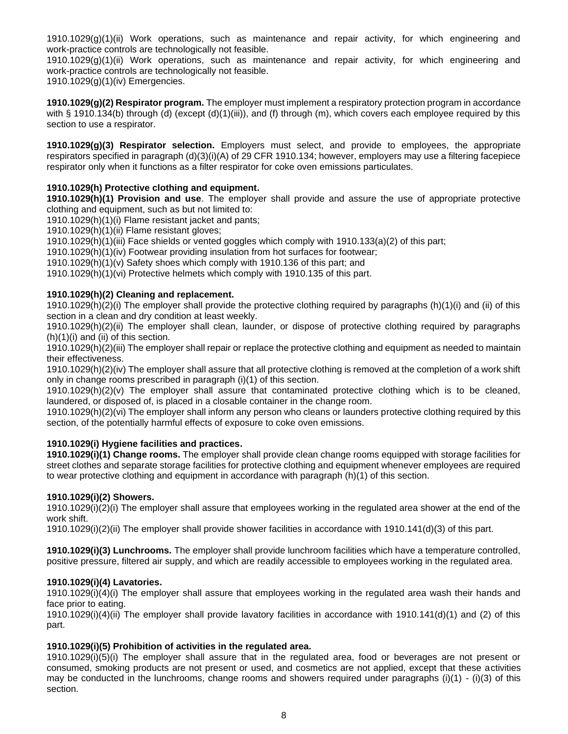1910.1029(g)(1)(ii) Work operations, such as maintenance and repair activity, for which engineering and work-practice controls are technologically not feasible.
1910.1029(g)(1)(ii) Work operations, such as maintenance and repair activity, for which engineering and work-practice controls are technologically not feasible.
1910.1029(g)(1)(iv) Emergencies.

**1910.1029(g)(2) Respirator program.** The employer must implement a respiratory protection program in accordance with § 1910.134(b) through (d) (except (d)(1)(iii)), and (f) through (m), which covers each employee required by this section to use a respirator.

**1910.1029(g)(3) Respirator selection.** Employers must select, and provide to employees, the appropriate respirators specified in paragraph (d)(3)(i)(A) of 29 CFR 1910.134; however, employers may use a filtering facepiece respirator only when it functions as a filter respirator for coke oven emissions particulates.

**1910.1029(h) Protective clothing and equipment.**

**1910.1029(h)(1) Provision and use**. The employer shall provide and assure the use of appropriate protective clothing and equipment, such as but not limited to:
1910.1029(h)(1)(i) Flame resistant jacket and pants;
1910.1029(h)(1)(ii) Flame resistant gloves;
1910.1029(h)(1)(iii) Face shields or vented goggles which comply with 1910.133(a)(2) of this part;
1910.1029(h)(1)(iv) Footwear providing insulation from hot surfaces for footwear;
1910.1029(h)(1)(v) Safety shoes which comply with 1910.136 of this part; and
1910.1029(h)(1)(vi) Protective helmets which comply with 1910.135 of this part.

**1910.1029(h)(2) Cleaning and replacement.**
1910.1029(h)(2)(i) The employer shall provide the protective clothing required by paragraphs (h)(1)(i) and (ii) of this section in a clean and dry condition at least weekly.
1910.1029(h)(2)(ii) The employer shall clean, launder, or dispose of protective clothing required by paragraphs (h)(1)(i) and (ii) of this section.
1910.1029(h)(2)(iii) The employer shall repair or replace the protective clothing and equipment as needed to maintain their effectiveness.
1910.1029(h)(2)(iv) The employer shall assure that all protective clothing is removed at the completion of a work shift only in change rooms prescribed in paragraph (i)(1) of this section.
1910.1029(h)(2)(v) The employer shall assure that contaminated protective clothing which is to be cleaned, laundered, or disposed of, is placed in a closable container in the change room.
1910.1029(h)(2)(vi) The employer shall inform any person who cleans or launders protective clothing required by this section, of the potentially harmful effects of exposure to coke oven emissions.

**1910.1029(i) Hygiene facilities and practices.**

**1910.1029(i)(1) Change rooms.** The employer shall provide clean change rooms equipped with storage facilities for street clothes and separate storage facilities for protective clothing and equipment whenever employees are required to wear protective clothing and equipment in accordance with paragraph (h)(1) of this section.

**1910.1029(i)(2) Showers.**
1910.1029(i)(2)(i) The employer shall assure that employees working in the regulated area shower at the end of the work shift.
1910.1029(i)(2)(ii) The employer shall provide shower facilities in accordance with 1910.141(d)(3) of this part.

**1910.1029(i)(3) Lunchrooms.** The employer shall provide lunchroom facilities which have a temperature controlled, positive pressure, filtered air supply, and which are readily accessible to employees working in the regulated area.

**1910.1029(i)(4) Lavatories.**
1910.1029(i)(4)(i) The employer shall assure that employees working in the regulated area wash their hands and face prior to eating.
1910.1029(i)(4)(ii) The employer shall provide lavatory facilities in accordance with 1910.141(d)(1) and (2) of this part.

**1910.1029(i)(5) Prohibition of activities in the regulated area.**
1910.1029(i)(5)(i) The employer shall assure that in the regulated area, food or beverages are not present or consumed, smoking products are not present or used, and cosmetics are not applied, except that these activities may be conducted in the lunchrooms, change rooms and showers required under paragraphs (i)(1) - (i)(3) of this section.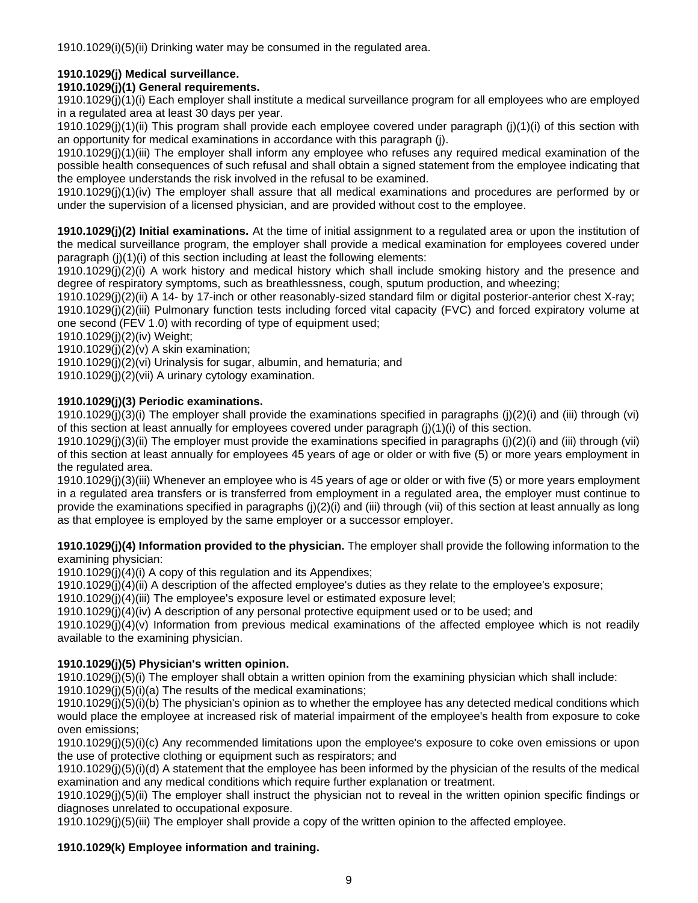1910.1029(i)(5)(ii) Drinking water may be consumed in the regulated area.

**1910.1029(j) Medical surveillance.**

**1910.1029(j)(1) General requirements.**

1910.1029(j)(1)(i) Each employer shall institute a medical surveillance program for all employees who are employed in a regulated area at least 30 days per year.

1910.1029(j)(1)(ii) This program shall provide each employee covered under paragraph (j)(1)(i) of this section with an opportunity for medical examinations in accordance with this paragraph (j).

1910.1029(j)(1)(iii) The employer shall inform any employee who refuses any required medical examination of the possible health consequences of such refusal and shall obtain a signed statement from the employee indicating that the employee understands the risk involved in the refusal to be examined.

1910.1029(j)(1)(iv) The employer shall assure that all medical examinations and procedures are performed by or under the supervision of a licensed physician, and are provided without cost to the employee.

**1910.1029(j)(2) Initial examinations.** At the time of initial assignment to a regulated area or upon the institution of the medical surveillance program, the employer shall provide a medical examination for employees covered under paragraph (j)(1)(i) of this section including at least the following elements:

1910.1029(j)(2)(i) A work history and medical history which shall include smoking history and the presence and degree of respiratory symptoms, such as breathlessness, cough, sputum production, and wheezing;

1910.1029(j)(2)(ii) A 14- by 17-inch or other reasonably-sized standard film or digital posterior-anterior chest X-ray;

1910.1029(j)(2)(iii) Pulmonary function tests including forced vital capacity (FVC) and forced expiratory volume at one second (FEV 1.0) with recording of type of equipment used;

1910.1029(j)(2)(iv) Weight;

1910.1029(j)(2)(v) A skin examination;

1910.1029(j)(2)(vi) Urinalysis for sugar, albumin, and hematuria; and

1910.1029(j)(2)(vii) A urinary cytology examination.

**1910.1029(j)(3) Periodic examinations.**

1910.1029(j)(3)(i) The employer shall provide the examinations specified in paragraphs (j)(2)(i) and (iii) through (vi) of this section at least annually for employees covered under paragraph (j)(1)(i) of this section.

1910.1029(j)(3)(ii) The employer must provide the examinations specified in paragraphs (j)(2)(i) and (iii) through (vii) of this section at least annually for employees 45 years of age or older or with five (5) or more years employment in the regulated area.

1910.1029(j)(3)(iii) Whenever an employee who is 45 years of age or older or with five (5) or more years employment in a regulated area transfers or is transferred from employment in a regulated area, the employer must continue to provide the examinations specified in paragraphs (j)(2)(i) and (iii) through (vii) of this section at least annually as long as that employee is employed by the same employer or a successor employer.

**1910.1029(j)(4) Information provided to the physician.** The employer shall provide the following information to the examining physician:

1910.1029(j)(4)(i) A copy of this regulation and its Appendixes;

1910.1029(j)(4)(ii) A description of the affected employee's duties as they relate to the employee's exposure;

1910.1029(j)(4)(iii) The employee's exposure level or estimated exposure level;

1910.1029(j)(4)(iv) A description of any personal protective equipment used or to be used; and

1910.1029(j)(4)(v) Information from previous medical examinations of the affected employee which is not readily available to the examining physician.

**1910.1029(j)(5) Physician's written opinion.**

1910.1029(j)(5)(i) The employer shall obtain a written opinion from the examining physician which shall include:

1910.1029(j)(5)(i)(a) The results of the medical examinations;

1910.1029(j)(5)(i)(b) The physician's opinion as to whether the employee has any detected medical conditions which would place the employee at increased risk of material impairment of the employee's health from exposure to coke oven emissions;

1910.1029(j)(5)(i)(c) Any recommended limitations upon the employee's exposure to coke oven emissions or upon the use of protective clothing or equipment such as respirators; and

1910.1029(j)(5)(i)(d) A statement that the employee has been informed by the physician of the results of the medical examination and any medical conditions which require further explanation or treatment.

1910.1029(j)(5)(ii) The employer shall instruct the physician not to reveal in the written opinion specific findings or diagnoses unrelated to occupational exposure.

1910.1029(j)(5)(iii) The employer shall provide a copy of the written opinion to the affected employee.

**1910.1029(k) Employee information and training.**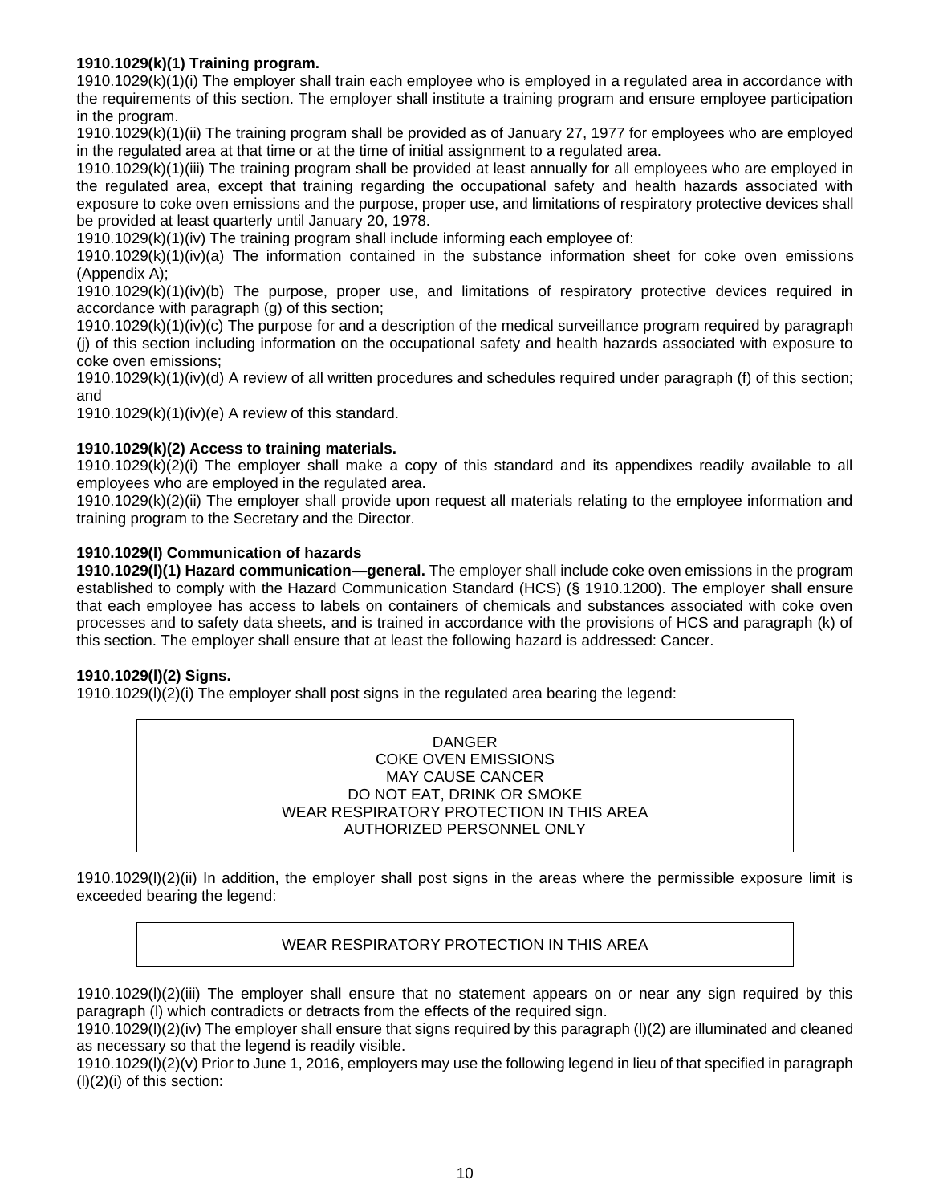**1910.1029(k)(1) Training program.**

1910.1029(k)(1)(i) The employer shall train each employee who is employed in a regulated area in accordance with the requirements of this section. The employer shall institute a training program and ensure employee participation in the program.

1910.1029(k)(1)(ii) The training program shall be provided as of January 27, 1977 for employees who are employed in the regulated area at that time or at the time of initial assignment to a regulated area.

1910.1029(k)(1)(iii) The training program shall be provided at least annually for all employees who are employed in the regulated area, except that training regarding the occupational safety and health hazards associated with exposure to coke oven emissions and the purpose, proper use, and limitations of respiratory protective devices shall be provided at least quarterly until January 20, 1978.

1910.1029(k)(1)(iv) The training program shall include informing each employee of:

1910.1029(k)(1)(iv)(a) The information contained in the substance information sheet for coke oven emissions (Appendix A);

1910.1029(k)(1)(iv)(b) The purpose, proper use, and limitations of respiratory protective devices required in accordance with paragraph (g) of this section;

1910.1029(k)(1)(iv)(c) The purpose for and a description of the medical surveillance program required by paragraph (j) of this section including information on the occupational safety and health hazards associated with exposure to coke oven emissions;

1910.1029(k)(1)(iv)(d) A review of all written procedures and schedules required under paragraph (f) of this section; and

1910.1029(k)(1)(iv)(e) A review of this standard.

**1910.1029(k)(2) Access to training materials.**

1910.1029(k)(2)(i) The employer shall make a copy of this standard and its appendixes readily available to all employees who are employed in the regulated area.

1910.1029(k)(2)(ii) The employer shall provide upon request all materials relating to the employee information and training program to the Secretary and the Director.

**1910.1029(l) Communication of hazards**

**1910.1029(l)(1) Hazard communication—general.** The employer shall include coke oven emissions in the program established to comply with the Hazard Communication Standard (HCS) (§ 1910.1200). The employer shall ensure that each employee has access to labels on containers of chemicals and substances associated with coke oven processes and to safety data sheets, and is trained in accordance with the provisions of HCS and paragraph (k) of this section. The employer shall ensure that at least the following hazard is addressed: Cancer.

**1910.1029(l)(2) Signs.**

1910.1029(l)(2)(i) The employer shall post signs in the regulated area bearing the legend:

| DANGER<br>COKE OVEN EMISSIONS<br>MAY CAUSE CANCER<br>DO NOT EAT, DRINK OR SMOKE<br>WEAR RESPIRATORY PROTECTION IN THIS AREA<br>AUTHORIZED PERSONNEL ONLY |
|---|

1910.1029(l)(2)(ii) In addition, the employer shall post signs in the areas where the permissible exposure limit is exceeded bearing the legend:

| WEAR RESPIRATORY PROTECTION IN THIS AREA |
|---|

1910.1029(l)(2)(iii) The employer shall ensure that no statement appears on or near any sign required by this paragraph (l) which contradicts or detracts from the effects of the required sign.

1910.1029(l)(2)(iv) The employer shall ensure that signs required by this paragraph (l)(2) are illuminated and cleaned as necessary so that the legend is readily visible.

1910.1029(l)(2)(v) Prior to June 1, 2016, employers may use the following legend in lieu of that specified in paragraph (l)(2)(i) of this section: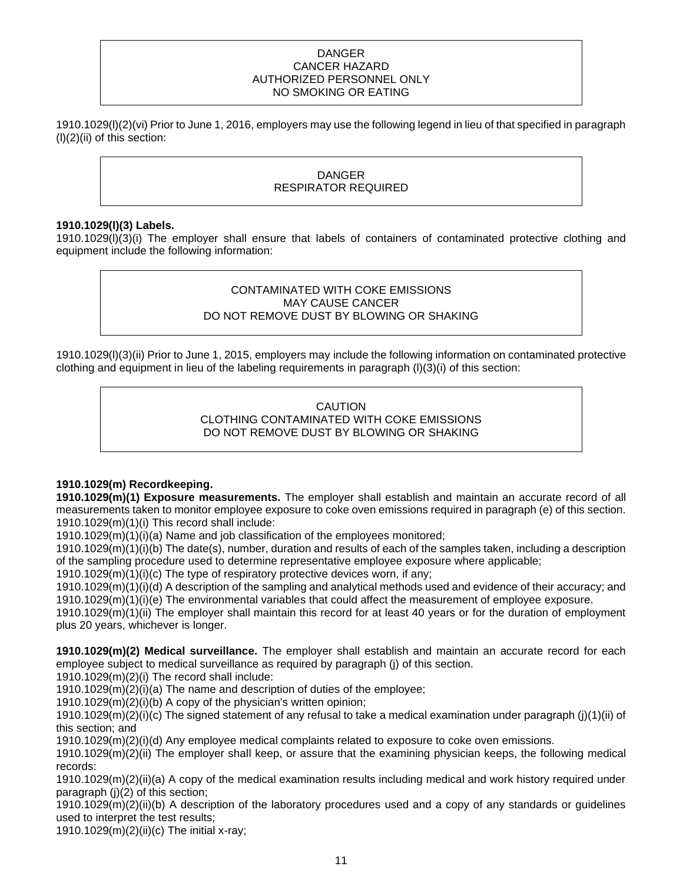> DANGER
> CANCER HAZARD
> AUTHORIZED PERSONNEL ONLY
> NO SMOKING OR EATING

1910.1029(l)(2)(vi) Prior to June 1, 2016, employers may use the following legend in lieu of that specified in paragraph (l)(2)(ii) of this section:

> DANGER
> RESPIRATOR REQUIRED

**1910.1029(l)(3) Labels.**
1910.1029(l)(3)(i) The employer shall ensure that labels of containers of contaminated protective clothing and equipment include the following information:

> CONTAMINATED WITH COKE EMISSIONS
> MAY CAUSE CANCER
> DO NOT REMOVE DUST BY BLOWING OR SHAKING

1910.1029(l)(3)(ii) Prior to June 1, 2015, employers may include the following information on contaminated protective clothing and equipment in lieu of the labeling requirements in paragraph (l)(3)(i) of this section:

> CAUTION
> CLOTHING CONTAMINATED WITH COKE EMISSIONS
> DO NOT REMOVE DUST BY BLOWING OR SHAKING

**1910.1029(m) Recordkeeping.**
**1910.1029(m)(1) Exposure measurements.** The employer shall establish and maintain an accurate record of all measurements taken to monitor employee exposure to coke oven emissions required in paragraph (e) of this section.
1910.1029(m)(1)(i) This record shall include:
1910.1029(m)(1)(i)(a) Name and job classification of the employees monitored;
1910.1029(m)(1)(i)(b) The date(s), number, duration and results of each of the samples taken, including a description of the sampling procedure used to determine representative employee exposure where applicable;
1910.1029(m)(1)(i)(c) The type of respiratory protective devices worn, if any;
1910.1029(m)(1)(i)(d) A description of the sampling and analytical methods used and evidence of their accuracy; and
1910.1029(m)(1)(i)(e) The environmental variables that could affect the measurement of employee exposure.
1910.1029(m)(1)(ii) The employer shall maintain this record for at least 40 years or for the duration of employment plus 20 years, whichever is longer.

**1910.1029(m)(2) Medical surveillance.** The employer shall establish and maintain an accurate record for each employee subject to medical surveillance as required by paragraph (j) of this section.
1910.1029(m)(2)(i) The record shall include:
1910.1029(m)(2)(i)(a) The name and description of duties of the employee;
1910.1029(m)(2)(i)(b) A copy of the physician's written opinion;
1910.1029(m)(2)(i)(c) The signed statement of any refusal to take a medical examination under paragraph (j)(1)(ii) of this section; and
1910.1029(m)(2)(i)(d) Any employee medical complaints related to exposure to coke oven emissions.
1910.1029(m)(2)(ii) The employer shall keep, or assure that the examining physician keeps, the following medical records:
1910.1029(m)(2)(ii)(a) A copy of the medical examination results including medical and work history required under paragraph (j)(2) of this section;
1910.1029(m)(2)(ii)(b) A description of the laboratory procedures used and a copy of any standards or guidelines used to interpret the test results;
1910.1029(m)(2)(ii)(c) The initial x-ray;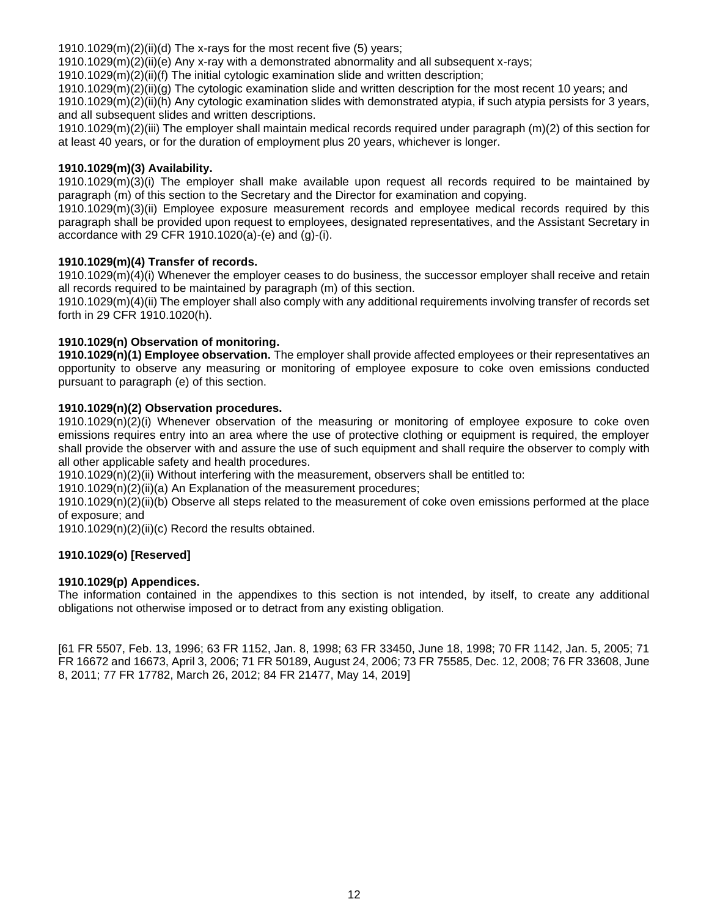1910.1029(m)(2)(ii)(d) The x-rays for the most recent five (5) years;
1910.1029(m)(2)(ii)(e) Any x-ray with a demonstrated abnormality and all subsequent x-rays;
1910.1029(m)(2)(ii)(f) The initial cytologic examination slide and written description;
1910.1029(m)(2)(ii)(g) The cytologic examination slide and written description for the most recent 10 years; and
1910.1029(m)(2)(ii)(h) Any cytologic examination slides with demonstrated atypia, if such atypia persists for 3 years, and all subsequent slides and written descriptions.
1910.1029(m)(2)(iii) The employer shall maintain medical records required under paragraph (m)(2) of this section for at least 40 years, or for the duration of employment plus 20 years, whichever is longer.

**1910.1029(m)(3) Availability.**
1910.1029(m)(3)(i) The employer shall make available upon request all records required to be maintained by paragraph (m) of this section to the Secretary and the Director for examination and copying.
1910.1029(m)(3)(ii) Employee exposure measurement records and employee medical records required by this paragraph shall be provided upon request to employees, designated representatives, and the Assistant Secretary in accordance with 29 CFR 1910.1020(a)-(e) and (g)-(i).

**1910.1029(m)(4) Transfer of records.**
1910.1029(m)(4)(i) Whenever the employer ceases to do business, the successor employer shall receive and retain all records required to be maintained by paragraph (m) of this section.
1910.1029(m)(4)(ii) The employer shall also comply with any additional requirements involving transfer of records set forth in 29 CFR 1910.1020(h).

**1910.1029(n) Observation of monitoring.**
**1910.1029(n)(1) Employee observation.** The employer shall provide affected employees or their representatives an opportunity to observe any measuring or monitoring of employee exposure to coke oven emissions conducted pursuant to paragraph (e) of this section.

**1910.1029(n)(2) Observation procedures.**
1910.1029(n)(2)(i) Whenever observation of the measuring or monitoring of employee exposure to coke oven emissions requires entry into an area where the use of protective clothing or equipment is required, the employer shall provide the observer with and assure the use of such equipment and shall require the observer to comply with all other applicable safety and health procedures.
1910.1029(n)(2)(ii) Without interfering with the measurement, observers shall be entitled to:
1910.1029(n)(2)(ii)(a) An Explanation of the measurement procedures;
1910.1029(n)(2)(ii)(b) Observe all steps related to the measurement of coke oven emissions performed at the place of exposure; and
1910.1029(n)(2)(ii)(c) Record the results obtained.

**1910.1029(o) [Reserved]**

**1910.1029(p) Appendices.**
The information contained in the appendixes to this section is not intended, by itself, to create any additional obligations not otherwise imposed or to detract from any existing obligation.

[61 FR 5507, Feb. 13, 1996; 63 FR 1152, Jan. 8, 1998; 63 FR 33450, June 18, 1998; 70 FR 1142, Jan. 5, 2005; 71 FR 16672 and 16673, April 3, 2006; 71 FR 50189, August 24, 2006; 73 FR 75585, Dec. 12, 2008; 76 FR 33608, June 8, 2011; 77 FR 17782, March 26, 2012; 84 FR 21477, May 14, 2019]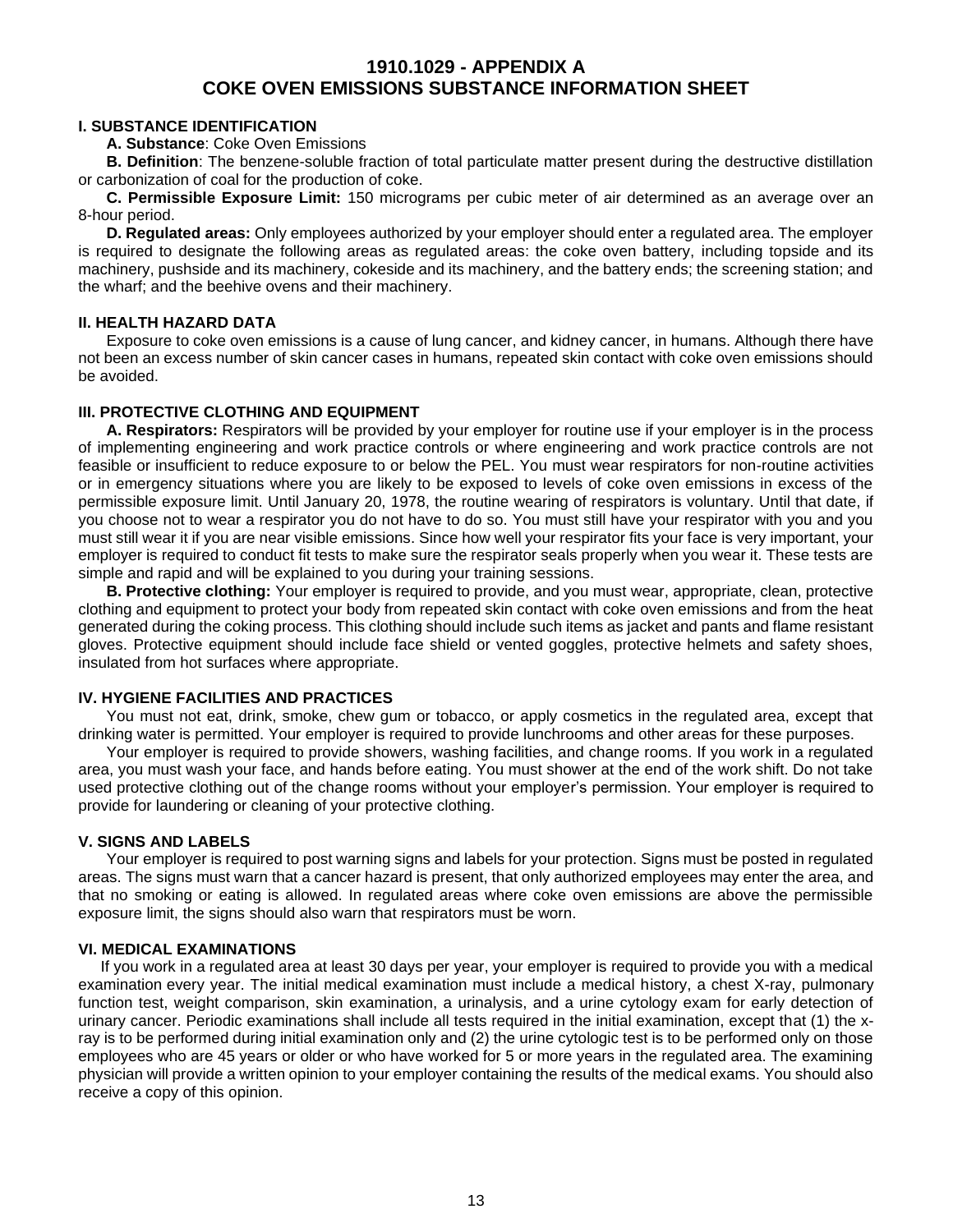# 1910.1029 - APPENDIX A
# COKE OVEN EMISSIONS SUBSTANCE INFORMATION SHEET

## I. SUBSTANCE IDENTIFICATION

**A. Substance**: Coke Oven Emissions

**B. Definition**: The benzene-soluble fraction of total particulate matter present during the destructive distillation or carbonization of coal for the production of coke.

**C. Permissible Exposure Limit:** 150 micrograms per cubic meter of air determined as an average over an 8-hour period.

**D. Regulated areas:** Only employees authorized by your employer should enter a regulated area. The employer is required to designate the following areas as regulated areas: the coke oven battery, including topside and its machinery, pushside and its machinery, cokeside and its machinery, and the battery ends; the screening station; and the wharf; and the beehive ovens and their machinery.

## II. HEALTH HAZARD DATA

Exposure to coke oven emissions is a cause of lung cancer, and kidney cancer, in humans. Although there have not been an excess number of skin cancer cases in humans, repeated skin contact with coke oven emissions should be avoided.

## III. PROTECTIVE CLOTHING AND EQUIPMENT

**A. Respirators:** Respirators will be provided by your employer for routine use if your employer is in the process of implementing engineering and work practice controls or where engineering and work practice controls are not feasible or insufficient to reduce exposure to or below the PEL. You must wear respirators for non-routine activities or in emergency situations where you are likely to be exposed to levels of coke oven emissions in excess of the permissible exposure limit. Until January 20, 1978, the routine wearing of respirators is voluntary. Until that date, if you choose not to wear a respirator you do not have to do so. You must still have your respirator with you and you must still wear it if you are near visible emissions. Since how well your respirator fits your face is very important, your employer is required to conduct fit tests to make sure the respirator seals properly when you wear it. These tests are simple and rapid and will be explained to you during your training sessions.

**B. Protective clothing:** Your employer is required to provide, and you must wear, appropriate, clean, protective clothing and equipment to protect your body from repeated skin contact with coke oven emissions and from the heat generated during the coking process. This clothing should include such items as jacket and pants and flame resistant gloves. Protective equipment should include face shield or vented goggles, protective helmets and safety shoes, insulated from hot surfaces where appropriate.

## IV. HYGIENE FACILITIES AND PRACTICES

You must not eat, drink, smoke, chew gum or tobacco, or apply cosmetics in the regulated area, except that drinking water is permitted. Your employer is required to provide lunchrooms and other areas for these purposes.

Your employer is required to provide showers, washing facilities, and change rooms. If you work in a regulated area, you must wash your face, and hands before eating. You must shower at the end of the work shift. Do not take used protective clothing out of the change rooms without your employer's permission. Your employer is required to provide for laundering or cleaning of your protective clothing.

## V. SIGNS AND LABELS

Your employer is required to post warning signs and labels for your protection. Signs must be posted in regulated areas. The signs must warn that a cancer hazard is present, that only authorized employees may enter the area, and that no smoking or eating is allowed. In regulated areas where coke oven emissions are above the permissible exposure limit, the signs should also warn that respirators must be worn.

## VI. MEDICAL EXAMINATIONS

If you work in a regulated area at least 30 days per year, your employer is required to provide you with a medical examination every year. The initial medical examination must include a medical history, a chest X-ray, pulmonary function test, weight comparison, skin examination, a urinalysis, and a urine cytology exam for early detection of urinary cancer. Periodic examinations shall include all tests required in the initial examination, except that (1) the x-ray is to be performed during initial examination only and (2) the urine cytologic test is to be performed only on those employees who are 45 years or older or who have worked for 5 or more years in the regulated area. The examining physician will provide a written opinion to your employer containing the results of the medical exams. You should also receive a copy of this opinion.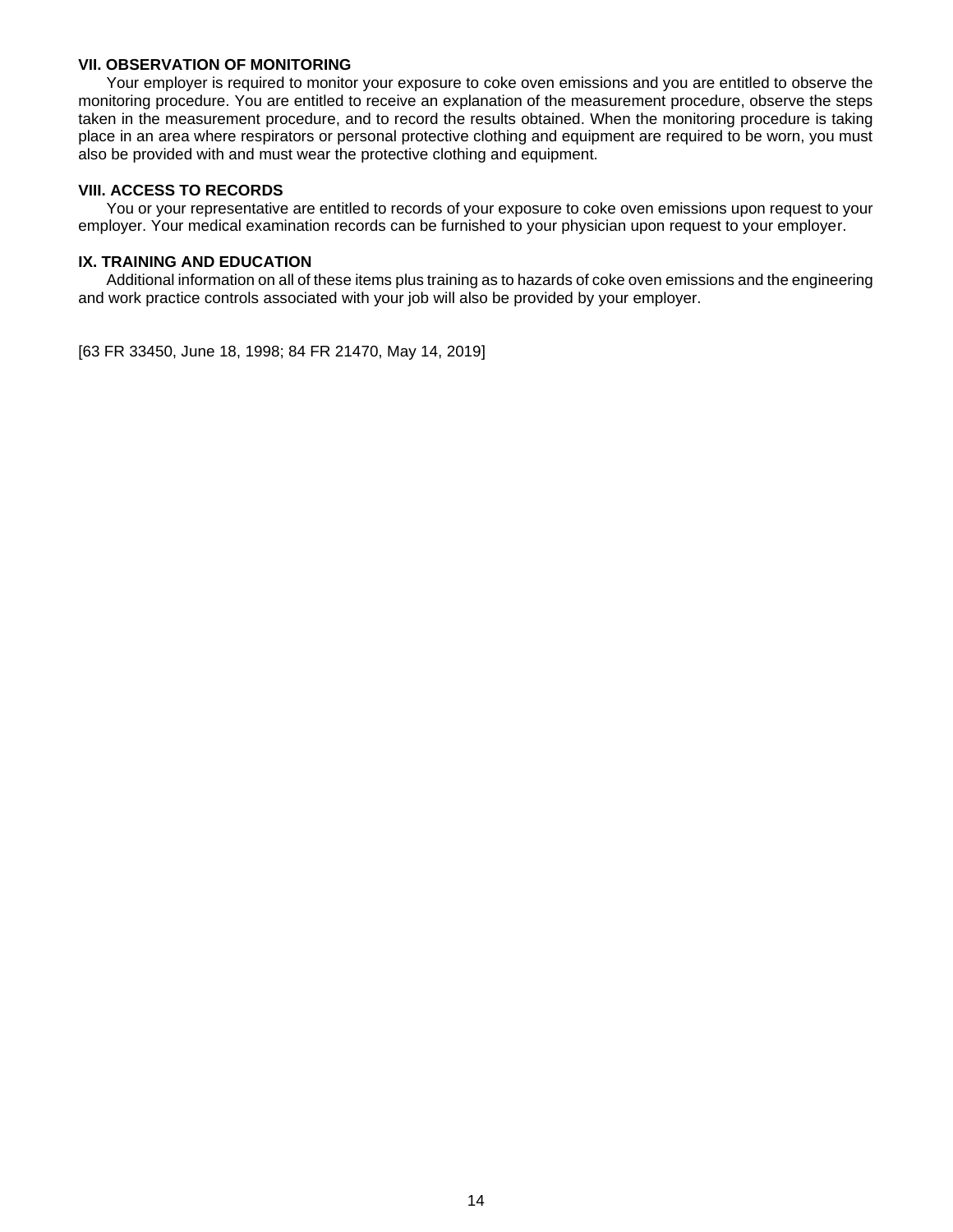**VII. OBSERVATION OF MONITORING**

Your employer is required to monitor your exposure to coke oven emissions and you are entitled to observe the monitoring procedure. You are entitled to receive an explanation of the measurement procedure, observe the steps taken in the measurement procedure, and to record the results obtained. When the monitoring procedure is taking place in an area where respirators or personal protective clothing and equipment are required to be worn, you must also be provided with and must wear the protective clothing and equipment.

**VIII. ACCESS TO RECORDS**

You or your representative are entitled to records of your exposure to coke oven emissions upon request to your employer. Your medical examination records can be furnished to your physician upon request to your employer.

**IX. TRAINING AND EDUCATION**

Additional information on all of these items plus training as to hazards of coke oven emissions and the engineering and work practice controls associated with your job will also be provided by your employer.

[63 FR 33450, June 18, 1998; 84 FR 21470, May 14, 2019]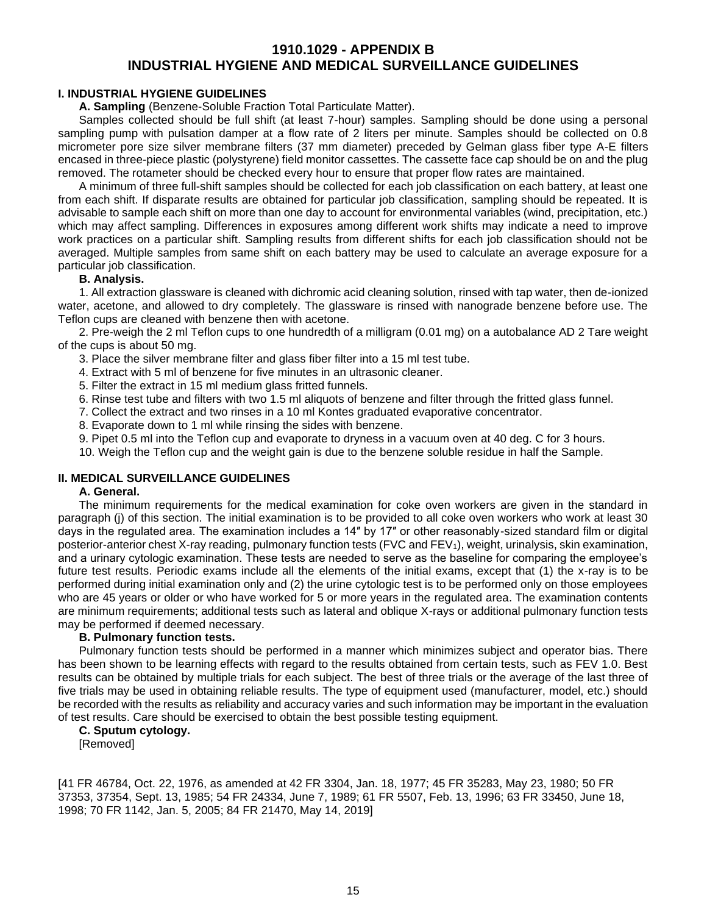# 1910.1029 - APPENDIX B
# INDUSTRIAL HYGIENE AND MEDICAL SURVEILLANCE GUIDELINES

## I. INDUSTRIAL HYGIENE GUIDELINES

**A. Sampling** (Benzene-Soluble Fraction Total Particulate Matter).

Samples collected should be full shift (at least 7-hour) samples. Sampling should be done using a personal sampling pump with pulsation damper at a flow rate of 2 liters per minute. Samples should be collected on 0.8 micrometer pore size silver membrane filters (37 mm diameter) preceded by Gelman glass fiber type A-E filters encased in three-piece plastic (polystyrene) field monitor cassettes. The cassette face cap should be on and the plug removed. The rotameter should be checked every hour to ensure that proper flow rates are maintained.

A minimum of three full-shift samples should be collected for each job classification on each battery, at least one from each shift. If disparate results are obtained for particular job classification, sampling should be repeated. It is advisable to sample each shift on more than one day to account for environmental variables (wind, precipitation, etc.) which may affect sampling. Differences in exposures among different work shifts may indicate a need to improve work practices on a particular shift. Sampling results from different shifts for each job classification should not be averaged. Multiple samples from same shift on each battery may be used to calculate an average exposure for a particular job classification.

**B. Analysis.**

1. All extraction glassware is cleaned with dichromic acid cleaning solution, rinsed with tap water, then de-ionized water, acetone, and allowed to dry completely. The glassware is rinsed with nanograde benzene before use. The Teflon cups are cleaned with benzene then with acetone.

2. Pre-weigh the 2 ml Teflon cups to one hundredth of a milligram (0.01 mg) on a autobalance AD 2 Tare weight of the cups is about 50 mg.

3. Place the silver membrane filter and glass fiber filter into a 15 ml test tube.

4. Extract with 5 ml of benzene for five minutes in an ultrasonic cleaner.

5. Filter the extract in 15 ml medium glass fritted funnels.

6. Rinse test tube and filters with two 1.5 ml aliquots of benzene and filter through the fritted glass funnel.

7. Collect the extract and two rinses in a 10 ml Kontes graduated evaporative concentrator.

8. Evaporate down to 1 ml while rinsing the sides with benzene.

9. Pipet 0.5 ml into the Teflon cup and evaporate to dryness in a vacuum oven at 40 deg. C for 3 hours.

10. Weigh the Teflon cup and the weight gain is due to the benzene soluble residue in half the Sample.

## II. MEDICAL SURVEILLANCE GUIDELINES

**A. General.**

The minimum requirements for the medical examination for coke oven workers are given in the standard in paragraph (j) of this section. The initial examination is to be provided to all coke oven workers who work at least 30 days in the regulated area. The examination includes a 14″ by 17″ or other reasonably-sized standard film or digital posterior-anterior chest X-ray reading, pulmonary function tests (FVC and $FEV_1$), weight, urinalysis, skin examination, and a urinary cytologic examination. These tests are needed to serve as the baseline for comparing the employee's future test results. Periodic exams include all the elements of the initial exams, except that (1) the x-ray is to be performed during initial examination only and (2) the urine cytologic test is to be performed only on those employees who are 45 years or older or who have worked for 5 or more years in the regulated area. The examination contents are minimum requirements; additional tests such as lateral and oblique X-rays or additional pulmonary function tests may be performed if deemed necessary.

**B. Pulmonary function tests.**

Pulmonary function tests should be performed in a manner which minimizes subject and operator bias. There has been shown to be learning effects with regard to the results obtained from certain tests, such as FEV 1.0. Best results can be obtained by multiple trials for each subject. The best of three trials or the average of the last three of five trials may be used in obtaining reliable results. The type of equipment used (manufacturer, model, etc.) should be recorded with the results as reliability and accuracy varies and such information may be important in the evaluation of test results. Care should be exercised to obtain the best possible testing equipment.

**C. Sputum cytology.**

[Removed]

[41 FR 46784, Oct. 22, 1976, as amended at 42 FR 3304, Jan. 18, 1977; 45 FR 35283, May 23, 1980; 50 FR 37353, 37354, Sept. 13, 1985; 54 FR 24334, June 7, 1989; 61 FR 5507, Feb. 13, 1996; 63 FR 33450, June 18, 1998; 70 FR 1142, Jan. 5, 2005; 84 FR 21470, May 14, 2019]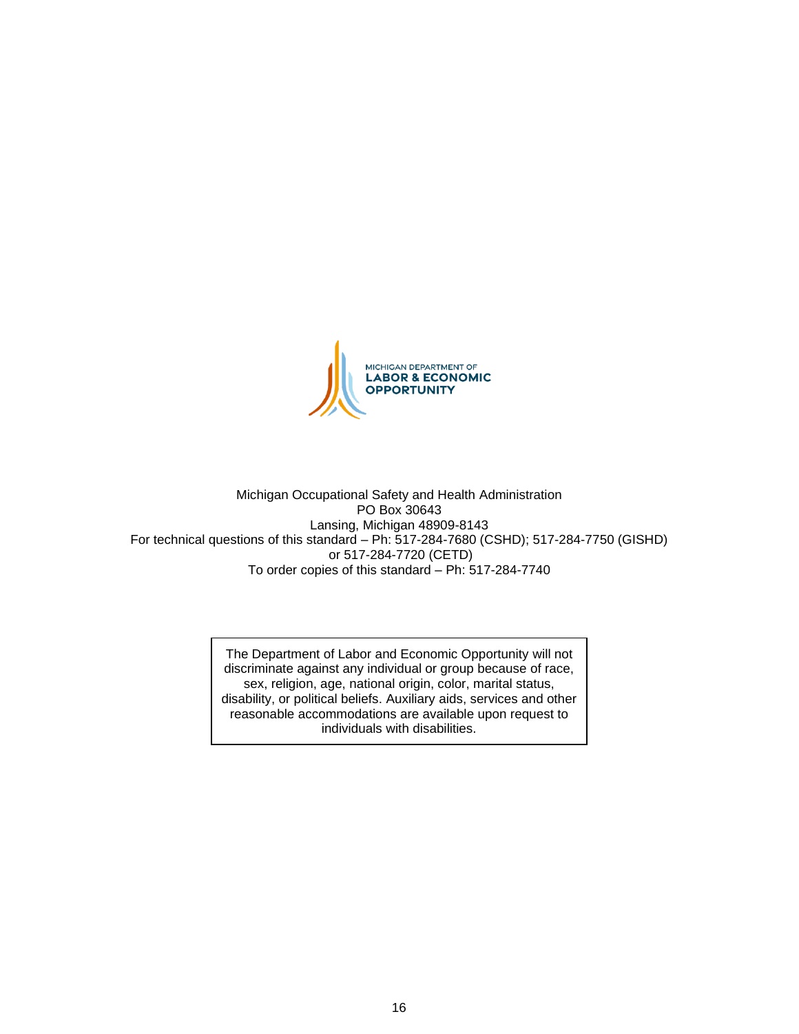MICHIGAN DEPARTMENT OF
**LABOR & ECONOMIC OPPORTUNITY**

Michigan Occupational Safety and Health Administration
PO Box 30643
Lansing, Michigan 48909-8143
For technical questions of this standard – Ph: 517-284-7680 (CSHD); 517-284-7750 (GISHD)
or 517-284-7720 (CETD)
To order copies of this standard – Ph: 517-284-7740

The Department of Labor and Economic Opportunity will not discriminate against any individual or group because of race, sex, religion, age, national origin, color, marital status, disability, or political beliefs. Auxiliary aids, services and other reasonable accommodations are available upon request to individuals with disabilities.